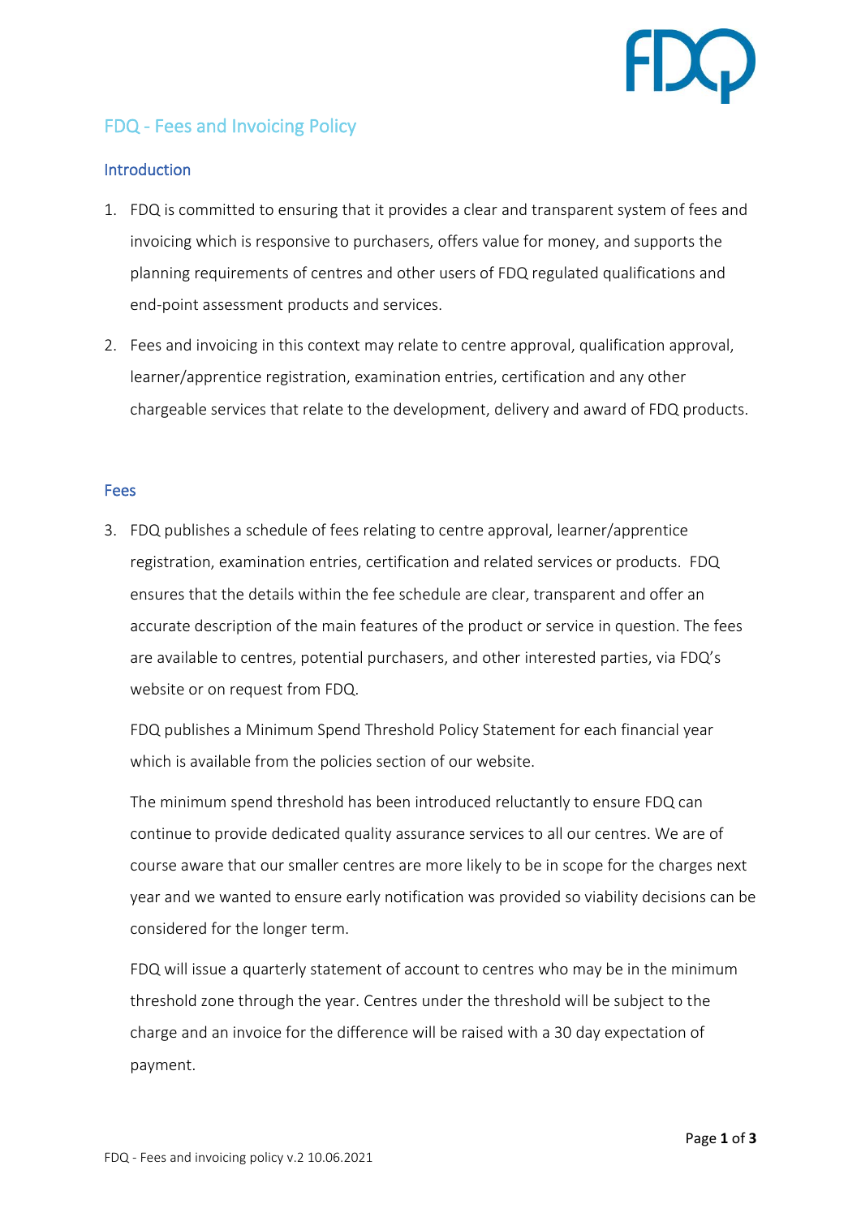# FDQ - Fees and Invoicing Policy

## Introduction

1. FDQ is committed to ensuring that it provides a clear and transparent system of fees and invoicing which is responsive to purchasers, offers value for money, and supports the planning requirements of centres and other users of FDQ regulated qualifications and end-point assessment products and services.

2. Fees and invoicing in this context may relate to centre approval, qualification approval, learner/apprentice registration, examination entries, certification and any other chargeable services that relate to the development, delivery and award of FDQ products.

## Fees

3. FDQ publishes a schedule of fees relating to centre approval, learner/apprentice registration, examination entries, certification and related services or products. FDQ ensures that the details within the fee schedule are clear, transparent and offer an accurate description of the main features of the product or service in question. The fees are available to centres, potential purchasers, and other interested parties, via FDQ's website or on request from FDQ.

   FDQ publishes a Minimum Spend Threshold Policy Statement for each financial year which is available from the policies section of our website.

   The minimum spend threshold has been introduced reluctantly to ensure FDQ can continue to provide dedicated quality assurance services to all our centres. We are of course aware that our smaller centres are more likely to be in scope for the charges next year and we wanted to ensure early notification was provided so viability decisions can be considered for the longer term.

   FDQ will issue a quarterly statement of account to centres who may be in the minimum threshold zone through the year. Centres under the threshold will be subject to the charge and an invoice for the difference will be raised with a 30 day expectation of payment.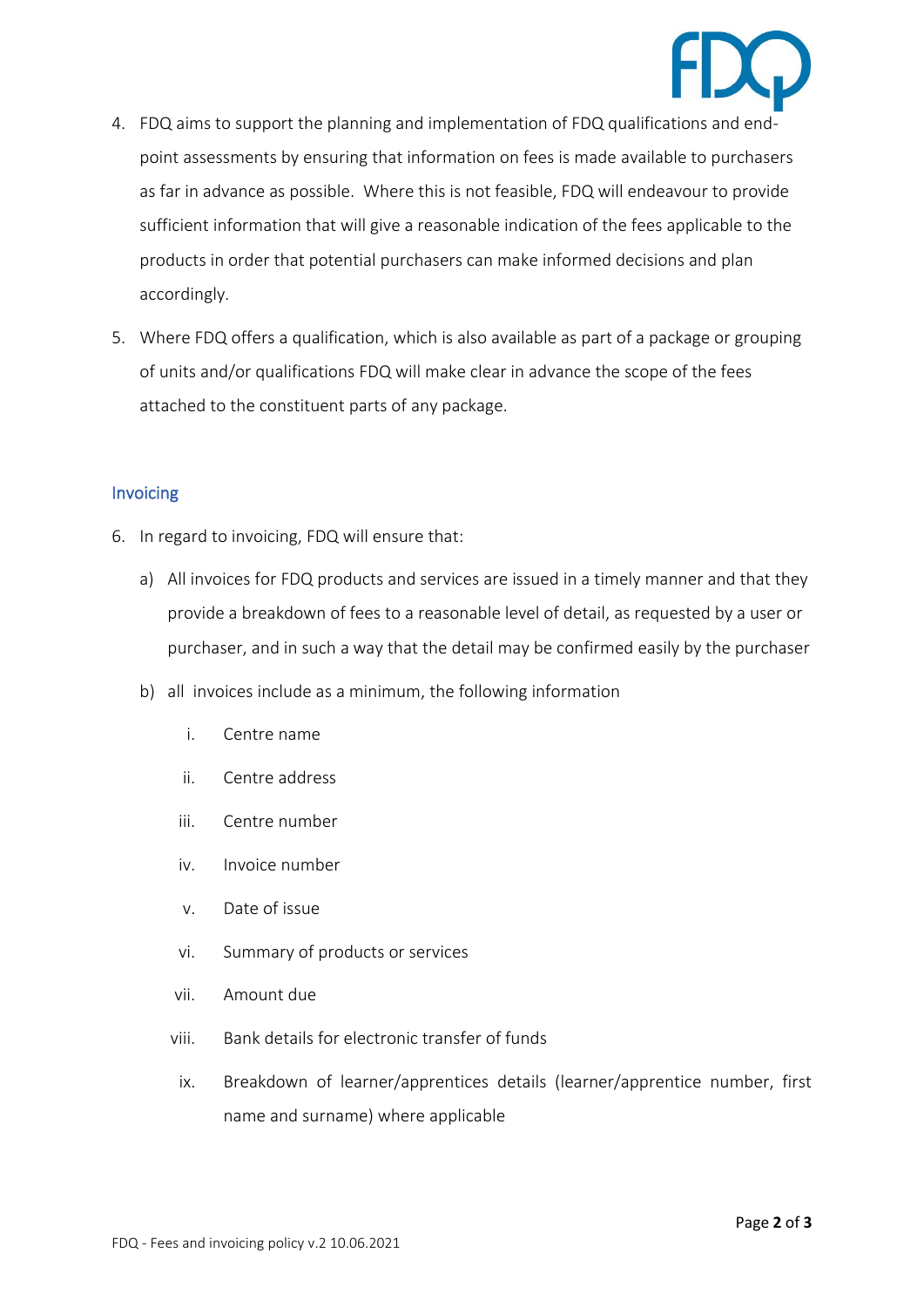4. FDQ aims to support the planning and implementation of FDQ qualifications and end-point assessments by ensuring that information on fees is made available to purchasers as far in advance as possible. Where this is not feasible, FDQ will endeavour to provide sufficient information that will give a reasonable indication of the fees applicable to the products in order that potential purchasers can make informed decisions and plan accordingly.

5. Where FDQ offers a qualification, which is also available as part of a package or grouping of units and/or qualifications FDQ will make clear in advance the scope of the fees attached to the constituent parts of any package.

## Invoicing

6. In regard to invoicing, FDQ will ensure that:

   a) All invoices for FDQ products and services are issued in a timely manner and that they provide a breakdown of fees to a reasonable level of detail, as requested by a user or purchaser, and in such a way that the detail may be confirmed easily by the purchaser

   b) all invoices include as a minimum, the following information

      i. Centre name

      ii. Centre address

      iii. Centre number

      iv. Invoice number

      v. Date of issue

      vi. Summary of products or services

      vii. Amount due

      viii. Bank details for electronic transfer of funds

      ix. Breakdown of learner/apprentices details (learner/apprentice number, first name and surname) where applicable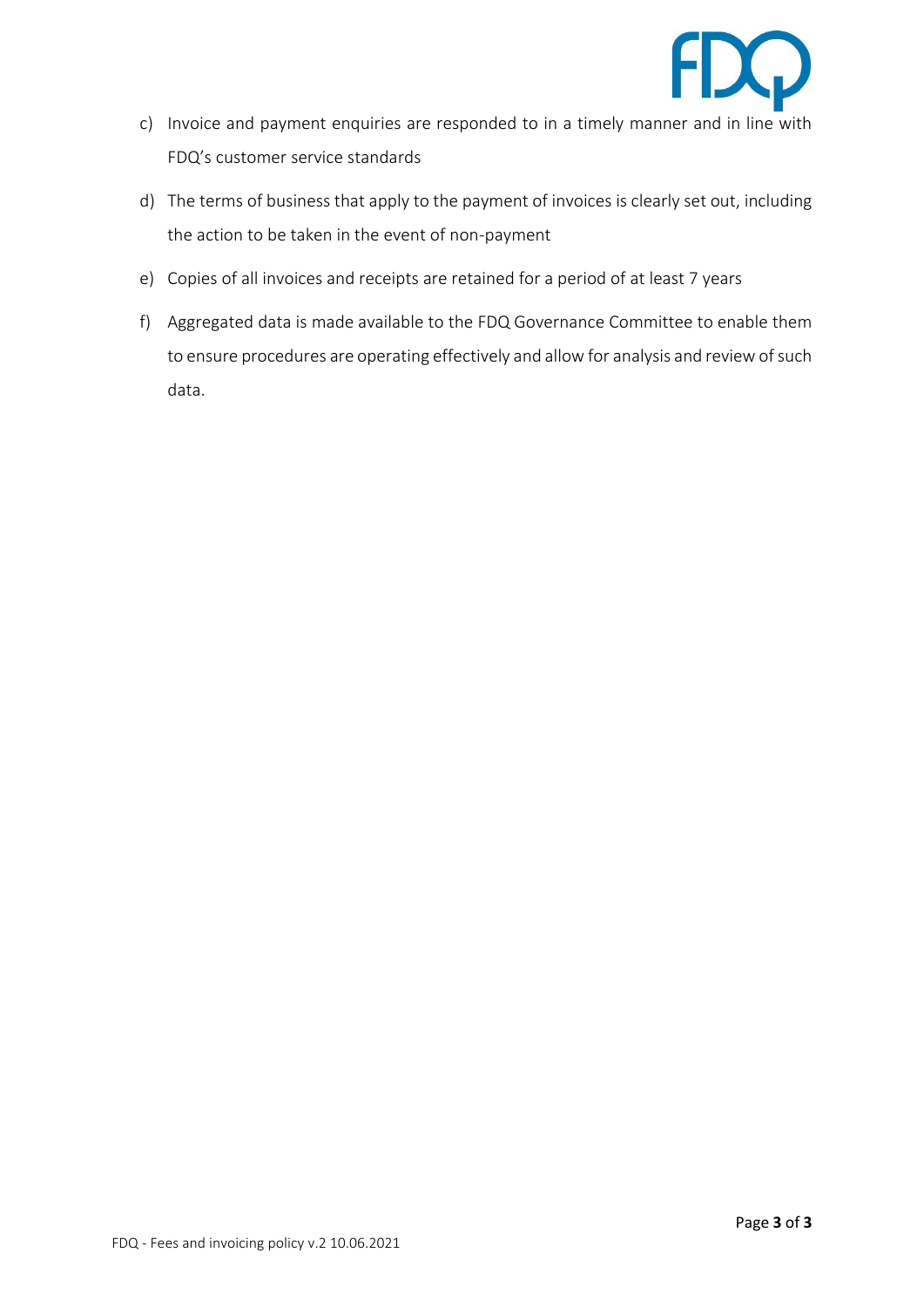c) Invoice and payment enquiries are responded to in a timely manner and in line with FDQ's customer service standards

d) The terms of business that apply to the payment of invoices is clearly set out, including the action to be taken in the event of non-payment

e) Copies of all invoices and receipts are retained for a period of at least 7 years

f) Aggregated data is made available to the FDQ Governance Committee to enable them to ensure procedures are operating effectively and allow for analysis and review of such data.